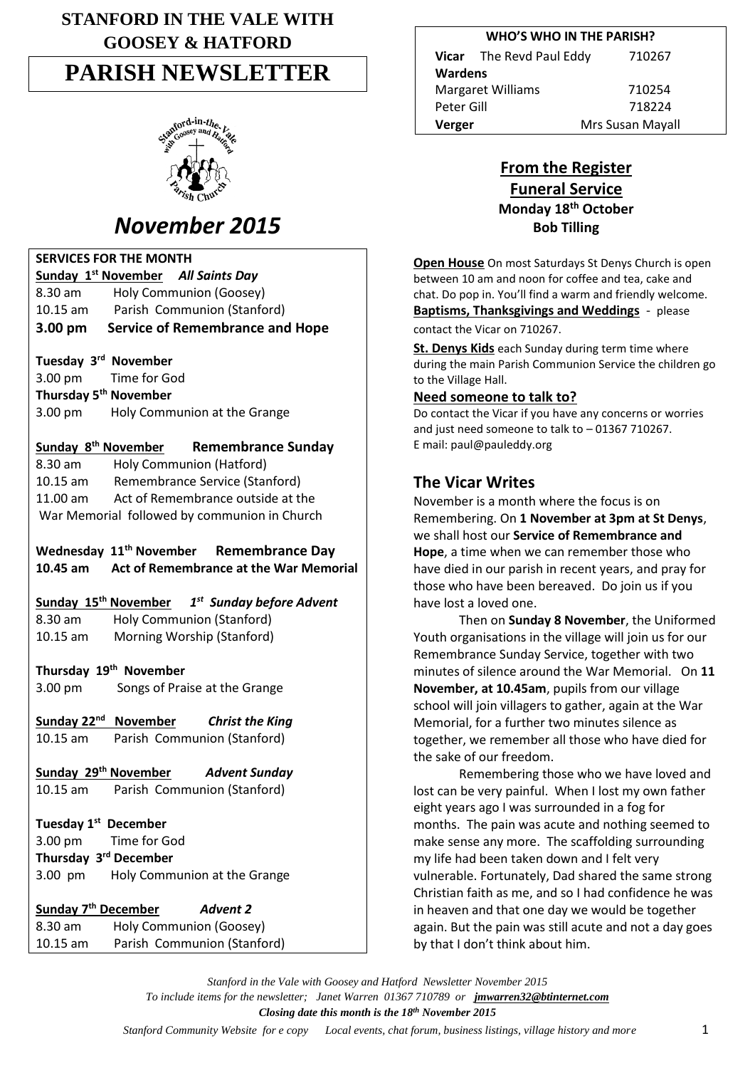# STANFORD IN THE VALE WITH GOOSEY & HATFORD

# PARISH NEWSLETTER

## *November 2015*

**SERVICES FOR THE MONTH**

**Sunday 1st November** ***All Saints Day***

8.30 am Holy Communion (Goosey)
10.15 am Parish Communion (Stanford)
**3.00 pm Service of Remembrance and Hope**

**Tuesday 3rd November**
3.00 pm Time for God
**Thursday 5th November**
3.00 pm Holy Communion at the Grange

**Sunday 8th November** **Remembrance Sunday**
8.30 am Holy Communion (Hatford)
10.15 am Remembrance Service (Stanford)
11.00 am Act of Remembrance outside at the War Memorial followed by communion in Church

**Wednesday 11th November Remembrance Day**
**10.45 am Act of Remembrance at the War Memorial**

**Sunday 15th November** ***1st Sunday before Advent***
8.30 am Holy Communion (Stanford)
10.15 am Morning Worship (Stanford)

**Thursday 19th November**
3.00 pm Songs of Praise at the Grange

**Sunday 22nd November** ***Christ the King***
10.15 am Parish Communion (Stanford)

**Sunday 29th November** ***Advent Sunday***
10.15 am Parish Communion (Stanford)

**Tuesday 1st December**
3.00 pm Time for God
**Thursday 3rd December**
3.00 pm Holy Communion at the Grange

**Sunday 7th December** ***Advent 2***
8.30 am Holy Communion (Goosey)
10.15 am Parish Communion (Stanford)

| WHO'S WHO IN THE PARISH? | |
|---|---|
| **Vicar** The Revd Paul Eddy | 710267 |
| **Wardens** | |
| Margaret Williams | 710254 |
| Peter Gill | 718224 |
| **Verger** | Mrs Susan Mayall |

## From the Register

### Funeral Service

**Monday 18th October**
**Bob Tilling**

**Open House** On most Saturdays St Denys Church is open between 10 am and noon for coffee and tea, cake and chat. Do pop in. You'll find a warm and friendly welcome.

**Baptisms, Thanksgivings and Weddings** - please contact the Vicar on 710267.

**St. Denys Kids** each Sunday during term time where during the main Parish Communion Service the children go to the Village Hall.

**Need someone to talk to?**

Do contact the Vicar if you have any concerns or worries and just need someone to talk to – 01367 710267.
E mail: paul@pauleddy.org

## The Vicar Writes

November is a month where the focus is on Remembering. On **1 November at 3pm at St Denys**, we shall host our **Service of Remembrance and Hope**, a time when we can remember those who have died in our parish in recent years, and pray for those who have been bereaved. Do join us if you have lost a loved one.

Then on **Sunday 8 November**, the Uniformed Youth organisations in the village will join us for our Remembrance Sunday Service, together with two minutes of silence around the War Memorial. On **11 November, at 10.45am**, pupils from our village school will join villagers to gather, again at the War Memorial, for a further two minutes silence as together, we remember all those who have died for the sake of our freedom.

Remembering those who we have loved and lost can be very painful. When I lost my own father eight years ago I was surrounded in a fog for months. The pain was acute and nothing seemed to make sense any more. The scaffolding surrounding my life had been taken down and I felt very vulnerable. Fortunately, Dad shared the same strong Christian faith as me, and so I had confidence he was in heaven and that one day we would be together again. But the pain was still acute and not a day goes by that I don't think about him.

*Stanford in the Vale with Goosey and Hatford Newsletter November 2015*
*To include items for the newsletter; Janet Warren 01367 710789 or jmwarren32@btinternet.com*
***Closing date this month is the 18th November 2015***
*Stanford Community Website for e copy Local events, chat forum, business listings, village history and more*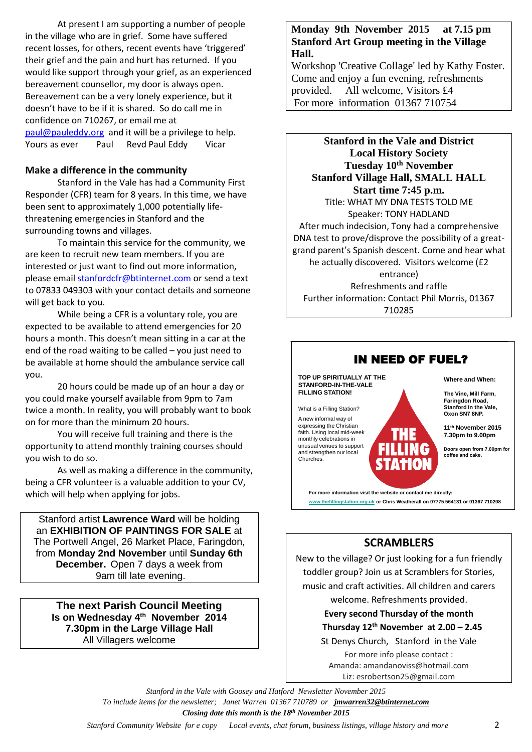At present I am supporting a number of people in the village who are in grief. Some have suffered recent losses, for others, recent events have 'triggered' their grief and the pain and hurt has returned. If you would like support through your grief, as an experienced bereavement counsellor, my door is always open. Bereavement can be a very lonely experience, but it doesn't have to be if it is shared. So do call me in confidence on 710267, or email me at paul@pauleddy.org and it will be a privilege to help.

Yours as ever     Paul     Revd Paul Eddy     Vicar

### Make a difference in the community

Stanford in the Vale has had a Community First Responder (CFR) team for 8 years. In this time, we have been sent to approximately 1,000 potentially life-threatening emergencies in Stanford and the surrounding towns and villages.

To maintain this service for the community, we are keen to recruit new team members. If you are interested or just want to find out more information, please email stanfordcfr@btinternet.com or send a text to 07833 049303 with your contact details and someone will get back to you.

While being a CFR is a voluntary role, you are expected to be available to attend emergencies for 20 hours a month. This doesn't mean sitting in a car at the end of the road waiting to be called – you just need to be available at home should the ambulance service call you.

20 hours could be made up of an hour a day or you could make yourself available from 9pm to 7am twice a month. In reality, you will probably want to book on for more than the minimum 20 hours.

You will receive full training and there is the opportunity to attend monthly training courses should you wish to do so.

As well as making a difference in the community, being a CFR volunteer is a valuable addition to your CV, which will help when applying for jobs.

---

Stanford artist **Lawrence Ward** will be holding an **EXHIBITION OF PAINTINGS FOR SALE** at The Portwell Angel, 26 Market Place, Faringdon, from **Monday 2nd November** until **Sunday 6th December.** Open 7 days a week from 9am till late evening.

---

**The next Parish Council Meeting**
**Is on Wednesday 4th November 2014**
**7.30pm in the Large Village Hall**
All Villagers welcome

---

**Monday 9th November 2015 at 7.15 pm**
**Stanford Art Group meeting in the Village Hall.**

Workshop 'Creative Collage' led by Kathy Foster. Come and enjoy a fun evening, refreshments provided. All welcome, Visitors £4

For more information 01367 710754

---

**Stanford in the Vale and District**
**Local History Society**
**Tuesday 10th November**
**Stanford Village Hall, SMALL HALL**
**Start time 7:45 p.m.**

Title: WHAT MY DNA TESTS TOLD ME

Speaker: TONY HADLAND

After much indecision, Tony had a comprehensive DNA test to prove/disprove the possibility of a great-grand parent's Spanish descent. Come and hear what he actually discovered. Visitors welcome (£2 entrance)

Refreshments and raffle

Further information: Contact Phil Morris, 01367 710285

---

## IN NEED OF FUEL?

**TOP UP SPIRITUALLY AT THE STANFORD-IN-THE-VALE FILLING STATION!**

What is a Filling Station?

A new informal way of expressing the Christian faith. Using local mid-week monthly celebrations in unusual venues to support and strengthen our local Churches.

**THE FILLING STATION**

**Where and When:**

**The Vine, Mill Farm, Faringdon Road, Stanford in the Vale, Oxon SN7 8NP.**

**11th November 2015 7.30pm to 9.00pm**

**Doors open from 7.00pm for coffee and cake.**

**For more information visit the website or contact me directly: www.thefillingstation.org.uk or Chris Weatherall on 07775 564131 or 01367 710208**

---

## SCRAMBLERS

New to the village? Or just looking for a fun friendly toddler group? Join us at Scramblers for Stories, music and craft activities. All children and carers welcome. Refreshments provided.

**Every second Thursday of the month**

**Thursday 12th November at 2.00 – 2.45**

St Denys Church, Stanford in the Vale

For more info please contact :
Amanda: amandanoviss@hotmail.com
Liz: esrobertson25@gmail.com

---

*Stanford in the Vale with Goosey and Hatford Newsletter November 2015*

*To include items for the newsletter; Janet Warren 01367 710789 or* ***jmwarren32@btinternet.com***

***Closing date this month is the 18th November 2015***

*Stanford Community Website for e copy     Local events, chat forum, business listings, village history and more*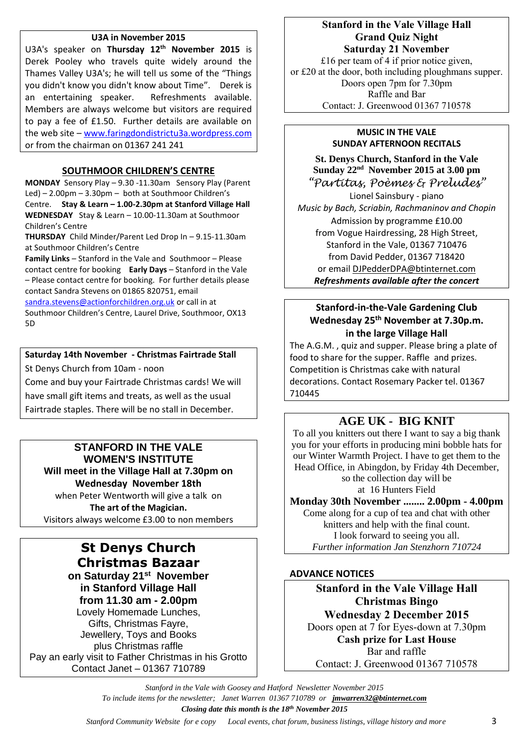## U3A in November 2015

U3A's speaker on **Thursday 12th November 2015** is Derek Pooley who travels quite widely around the Thames Valley U3A's; he will tell us some of the "Things you didn't know you didn't know about Time". Derek is an entertaining speaker. Refreshments available. Members are always welcome but visitors are required to pay a fee of £1.50. Further details are available on the web site – www.faringdondistrictu3a.wordpress.com or from the chairman on 01367 241 241

## SOUTHMOOR CHILDREN'S CENTRE

**MONDAY** Sensory Play – 9.30 -11.30am Sensory Play (Parent Led) – 2.00pm – 3.30pm – both at Southmoor Children's Centre. **Stay & Learn – 1.00-2.30pm at Stanford Village Hall**

**WEDNESDAY** Stay & Learn – 10.00-11.30am at Southmoor Children's Centre

**THURSDAY** Child Minder/Parent Led Drop In – 9.15-11.30am at Southmoor Children's Centre

**Family Links** – Stanford in the Vale and Southmoor – Please contact centre for booking **Early Days** – Stanford in the Vale – Please contact centre for booking. For further details please contact Sandra Stevens on 01865 820751, email sandra.stevens@actionforchildren.org.uk or call in at Southmoor Children's Centre, Laurel Drive, Southmoor, OX13 5D

## Saturday 14th November - Christmas Fairtrade Stall

St Denys Church from 10am - noon

Come and buy your Fairtrade Christmas cards! We will have small gift items and treats, as well as the usual Fairtrade staples. There will be no stall in December.

## STANFORD IN THE VALE WOMEN'S INSTITUTE

**Will meet in the Village Hall at 7.30pm on Wednesday November 18th**

when Peter Wentworth will give a talk on

**The art of the Magician.**

Visitors always welcome £3.00 to non members

## St Denys Church Christmas Bazaar

**on Saturday 21st November**
**in Stanford Village Hall**
**from 11.30 am - 2.00pm**

Lovely Homemade Lunches,
Gifts, Christmas Fayre,
Jewellery, Toys and Books
plus Christmas raffle
Pay an early visit to Father Christmas in his Grotto
Contact Janet – 01367 710789

## Stanford in the Vale Village Hall Grand Quiz Night Saturday 21 November

£16 per team of 4 if prior notice given,
or £20 at the door, both including ploughmans supper.
Doors open 7pm for 7.30pm
Raffle and Bar
Contact: J. Greenwood 01367 710578

## MUSIC IN THE VALE SUNDAY AFTERNOON RECITALS

**St. Denys Church, Stanford in the Vale**
**Sunday 22nd November 2015 at 3.00 pm**

*"Partitas, Poèmes & Preludes"*

Lionel Sainsbury - piano

*Music by Bach, Scriabin, Rachmaninov and Chopin*

Admission by programme £10.00
from Vogue Hairdressing, 28 High Street,
Stanford in the Vale, 01367 710476
from David Pedder, 01367 718420
or email DJPedderDPA@btinternet.com

***Refreshments available after the concert***

## Stanford-in-the-Vale Gardening Club Wednesday 25th November at 7.30p.m. in the large Village Hall

The A.G.M. , quiz and supper. Please bring a plate of food to share for the supper. Raffle and prizes. Competition is Christmas cake with natural decorations. Contact Rosemary Packer tel. 01367 710445

## AGE UK - BIG KNIT

To all you knitters out there I want to say a big thank you for your efforts in producing mini bobble hats for our Winter Warmth Project. I have to get them to the Head Office, in Abingdon, by Friday 4th December, so the collection day will be at 16 Hunters Field

**Monday 30th November ........ 2.00pm - 4.00pm**

Come along for a cup of tea and chat with other knitters and help with the final count.
I look forward to seeing you all.

*Further information Jan Stenzhorn 710724*

## ADVANCE NOTICES

### Stanford in the Vale Village Hall Christmas Bingo Wednesday 2 December 2015

Doors open at 7 for Eyes-down at 7.30pm

**Cash prize for Last House**

Bar and raffle

Contact: J. Greenwood 01367 710578

*Stanford in the Vale with Goosey and Hatford Newsletter November 2015*

*To include items for the newsletter; Janet Warren 01367 710789 or* ***jmwarren32@btinternet.com***

***Closing date this month is the 18th November 2015***

*Stanford Community Website for e copy Local events, chat forum, business listings, village history and more*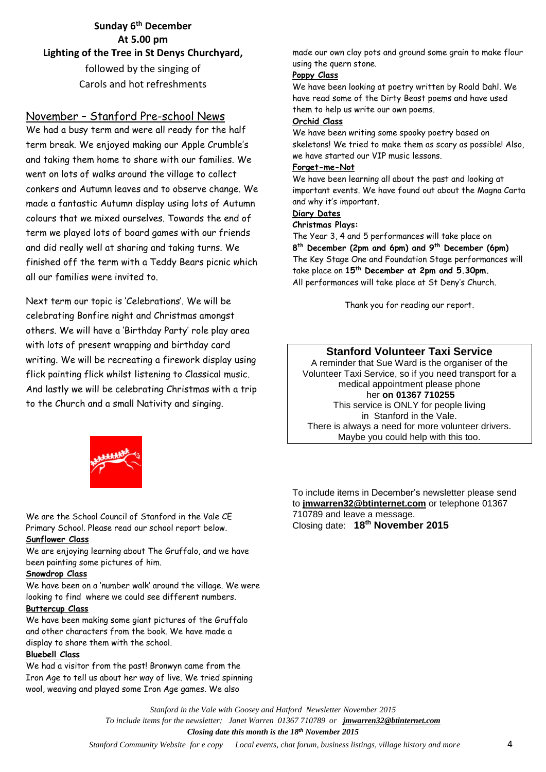**Sunday 6th December**
**At 5.00 pm**
**Lighting of the Tree in St Denys Churchyard,**
followed by the singing of
Carols and hot refreshments

## November – Stanford Pre-school News

We had a busy term and were all ready for the half term break. We enjoyed making our Apple Crumble's and taking them home to share with our families. We went on lots of walks around the village to collect conkers and Autumn leaves and to observe change. We made a fantastic Autumn display using lots of Autumn colours that we mixed ourselves. Towards the end of term we played lots of board games with our friends and did really well at sharing and taking turns. We finished off the term with a Teddy Bears picnic which all our families were invited to.

Next term our topic is 'Celebrations'. We will be celebrating Bonfire night and Christmas amongst others. We will have a 'Birthday Party' role play area with lots of present wrapping and birthday card writing. We will be recreating a firework display using flick painting flick whilst listening to Classical music. And lastly we will be celebrating Christmas with a trip to the Church and a small Nativity and singing.

We are the School Council of Stanford in the Vale CE Primary School. Please read our school report below.

**Sunflower Class**
We are enjoying learning about The Gruffalo, and we have been painting some pictures of him.

**Snowdrop Class**
We have been on a 'number walk' around the village. We were looking to find where we could see different numbers.

**Buttercup Class**
We have been making some giant pictures of the Gruffalo and other characters from the book. We have made a display to share them with the school.

**Bluebell Class**
We had a visitor from the past! Bronwyn came from the Iron Age to tell us about her way of live. We tried spinning wool, weaving and played some Iron Age games. We also made our own clay pots and ground some grain to make flour using the quern stone.

**Poppy Class**
We have been looking at poetry written by Roald Dahl. We have read some of the Dirty Beast poems and have used them to help us write our own poems.

**Orchid Class**
We have been writing some spooky poetry based on skeletons! We tried to make them as scary as possible! Also, we have started our VIP music lessons.

**Forget-me-Not**
We have been learning all about the past and looking at important events. We have found out about the Magna Carta and why it's important.

**Diary Dates**
**Christmas Plays:**
The Year 3, 4 and 5 performances will take place on **8th December (2pm and 6pm) and 9th December (6pm)**
The Key Stage One and Foundation Stage performances will take place on **15th December at 2pm and 5.30pm.**
All performances will take place at St Deny's Church.

Thank you for reading our report.

### Stanford Volunteer Taxi Service

A reminder that Sue Ward is the organiser of the Volunteer Taxi Service, so if you need transport for a medical appointment please phone her **on 01367 710255**
This service is ONLY for people living in Stanford in the Vale.
There is always a need for more volunteer drivers. Maybe you could help with this too.

To include items in December's newsletter please send to **jmwarren32@btinternet.com** or telephone 01367 710789 and leave a message.
Closing date: **18th November 2015**